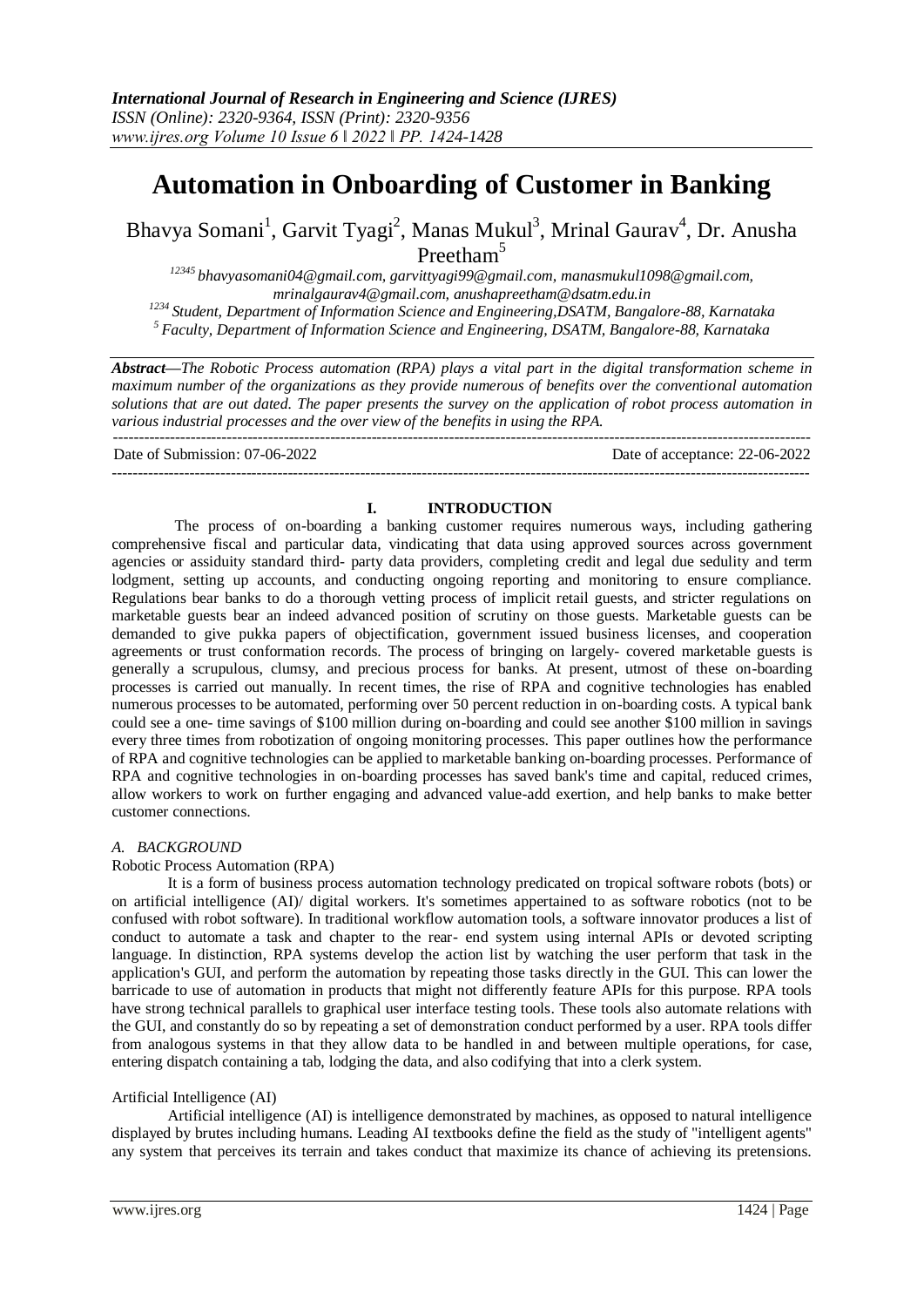# Automation in Onboarding of Customer in Banking

Bhavya Somani[1], Garvit Tyagi[2], Manas Mukul[3], Mrinal Gaurav[4], Dr. Anusha Preetham[5]

[12345] bhavyasomani04@gmail.com, garvittyagi99@gmail.com, manasmukul1098@gmail.com, mrinalgaurav4@gmail.com, anushapreetham@dsatm.edu.in

[1234] Student, Department of Information Science and Engineering,DSATM, Bangalore-88, Karnataka

[5] Faculty, Department of Information Science and Engineering, DSATM, Bangalore-88, Karnataka

***Abstract—****The Robotic Process automation (RPA) plays a vital part in the digital transformation scheme in maximum number of the organizations as they provide numerous of benefits over the conventional automation solutions that are out dated. The paper presents the survey on the application of robot process automation in various industrial processes and the over view of the benefits in using the RPA.*

Date of Submission: 07-06-2022 Date of acceptance: 22-06-2022

## I. INTRODUCTION

The process of on-boarding a banking customer requires numerous ways, including gathering comprehensive fiscal and particular data, vindicating that data using approved sources across government agencies or assiduity standard third- party data providers, completing credit and legal due sedulity and term lodgment, setting up accounts, and conducting ongoing reporting and monitoring to ensure compliance. Regulations bear banks to do a thorough vetting process of implicit retail guests, and stricter regulations on marketable guests bear an indeed advanced position of scrutiny on those guests. Marketable guests can be demanded to give pukka papers of objectification, government issued business licenses, and cooperation agreements or trust conformation records. The process of bringing on largely- covered marketable guests is generally a scrupulous, clumsy, and precious process for banks. At present, utmost of these on-boarding processes is carried out manually. In recent times, the rise of RPA and cognitive technologies has enabled numerous processes to be automated, performing over 50 percent reduction in on-boarding costs. A typical bank could see a one- time savings of $100 million during on-boarding and could see another $100 million in savings every three times from robotization of ongoing monitoring processes. This paper outlines how the performance of RPA and cognitive technologies can be applied to marketable banking on-boarding processes. Performance of RPA and cognitive technologies in on-boarding processes has saved bank's time and capital, reduced crimes, allow workers to work on further engaging and advanced value-add exertion, and help banks to make better customer connections.

### *A. BACKGROUND*

Robotic Process Automation (RPA)

It is a form of business process automation technology predicated on tropical software robots (bots) or on artificial intelligence (AI)/ digital workers. It's sometimes appertained to as software robotics (not to be confused with robot software). In traditional workflow automation tools, a software innovator produces a list of conduct to automate a task and chapter to the rear- end system using internal APIs or devoted scripting language. In distinction, RPA systems develop the action list by watching the user perform that task in the application's GUI, and perform the automation by repeating those tasks directly in the GUI. This can lower the barricade to use of automation in products that might not differently feature APIs for this purpose. RPA tools have strong technical parallels to graphical user interface testing tools. These tools also automate relations with the GUI, and constantly do so by repeating a set of demonstration conduct performed by a user. RPA tools differ from analogous systems in that they allow data to be handled in and between multiple operations, for case, entering dispatch containing a tab, lodging the data, and also codifying that into a clerk system.

Artificial Intelligence (AI)

Artificial intelligence (AI) is intelligence demonstrated by machines, as opposed to natural intelligence displayed by brutes including humans. Leading AI textbooks define the field as the study of "intelligent agents" any system that perceives its terrain and takes conduct that maximize its chance of achieving its pretensions.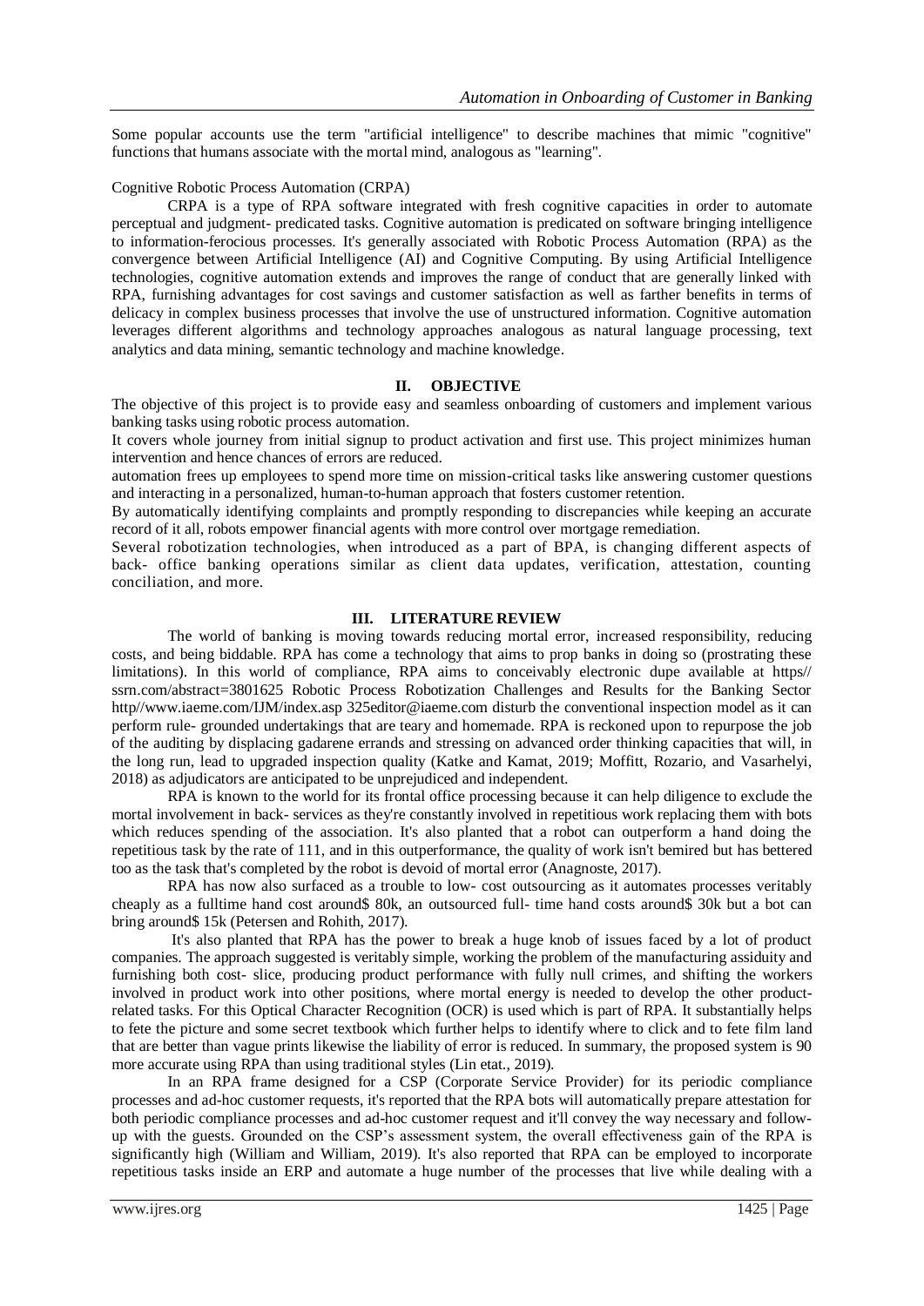Some popular accounts use the term "artificial intelligence" to describe machines that mimic "cognitive" functions that humans associate with the mortal mind, analogous as "learning".

Cognitive Robotic Process Automation (CRPA)

CRPA is a type of RPA software integrated with fresh cognitive capacities in order to automate perceptual and judgment- predicated tasks. Cognitive automation is predicated on software bringing intelligence to information-ferocious processes. It's generally associated with Robotic Process Automation (RPA) as the convergence between Artificial Intelligence (AI) and Cognitive Computing. By using Artificial Intelligence technologies, cognitive automation extends and improves the range of conduct that are generally linked with RPA, furnishing advantages for cost savings and customer satisfaction as well as farther benefits in terms of delicacy in complex business processes that involve the use of unstructured information. Cognitive automation leverages different algorithms and technology approaches analogous as natural language processing, text analytics and data mining, semantic technology and machine knowledge.

## II. OBJECTIVE

The objective of this project is to provide easy and seamless onboarding of customers and implement various banking tasks using robotic process automation.

It covers whole journey from initial signup to product activation and first use. This project minimizes human intervention and hence chances of errors are reduced.

automation frees up employees to spend more time on mission-critical tasks like answering customer questions and interacting in a personalized, human-to-human approach that fosters customer retention.

By automatically identifying complaints and promptly responding to discrepancies while keeping an accurate record of it all, robots empower financial agents with more control over mortgage remediation.

Several robotization technologies, when introduced as a part of BPA, is changing different aspects of back- office banking operations similar as client data updates, verification, attestation, counting conciliation, and more.

## III. LITERATURE REVIEW

The world of banking is moving towards reducing mortal error, increased responsibility, reducing costs, and being biddable. RPA has come a technology that aims to prop banks in doing so (prostrating these limitations). In this world of compliance, RPA aims to conceivably electronic dupe available at https// ssrn.com/abstract=3801625 Robotic Process Robotization Challenges and Results for the Banking Sector http//www.iaeme.com/IJM/index.asp 325editor@iaeme.com disturb the conventional inspection model as it can perform rule- grounded undertakings that are teary and homemade. RPA is reckoned upon to repurpose the job of the auditing by displacing gadarene errands and stressing on advanced order thinking capacities that will, in the long run, lead to upgraded inspection quality (Katke and Kamat, 2019; Moffitt, Rozario, and Vasarhelyi, 2018) as adjudicators are anticipated to be unprejudiced and independent.

RPA is known to the world for its frontal office processing because it can help diligence to exclude the mortal involvement in back- services as they're constantly involved in repetitious work replacing them with bots which reduces spending of the association. It's also planted that a robot can outperform a hand doing the repetitious task by the rate of 111, and in this outperformance, the quality of work isn't bemired but has bettered too as the task that's completed by the robot is devoid of mortal error (Anagnoste, 2017).

RPA has now also surfaced as a trouble to low- cost outsourcing as it automates processes veritably cheaply as a fulltime hand cost around$ 80k, an outsourced full- time hand costs around$ 30k but a bot can bring around$ 15k (Petersen and Rohith, 2017).

It's also planted that RPA has the power to break a huge knob of issues faced by a lot of product companies. The approach suggested is veritably simple, working the problem of the manufacturing assiduity and furnishing both cost- slice, producing product performance with fully null crimes, and shifting the workers involved in product work into other positions, where mortal energy is needed to develop the other product-related tasks. For this Optical Character Recognition (OCR) is used which is part of RPA. It substantially helps to fete the picture and some secret textbook which further helps to identify where to click and to fete film land that are better than vague prints likewise the liability of error is reduced. In summary, the proposed system is 90 more accurate using RPA than using traditional styles (Lin etat., 2019).

In an RPA frame designed for a CSP (Corporate Service Provider) for its periodic compliance processes and ad-hoc customer requests, it's reported that the RPA bots will automatically prepare attestation for both periodic compliance processes and ad-hoc customer request and it'll convey the way necessary and follow-up with the guests. Grounded on the CSP's assessment system, the overall effectiveness gain of the RPA is significantly high (William and William, 2019). It's also reported that RPA can be employed to incorporate repetitious tasks inside an ERP and automate a huge number of the processes that live while dealing with a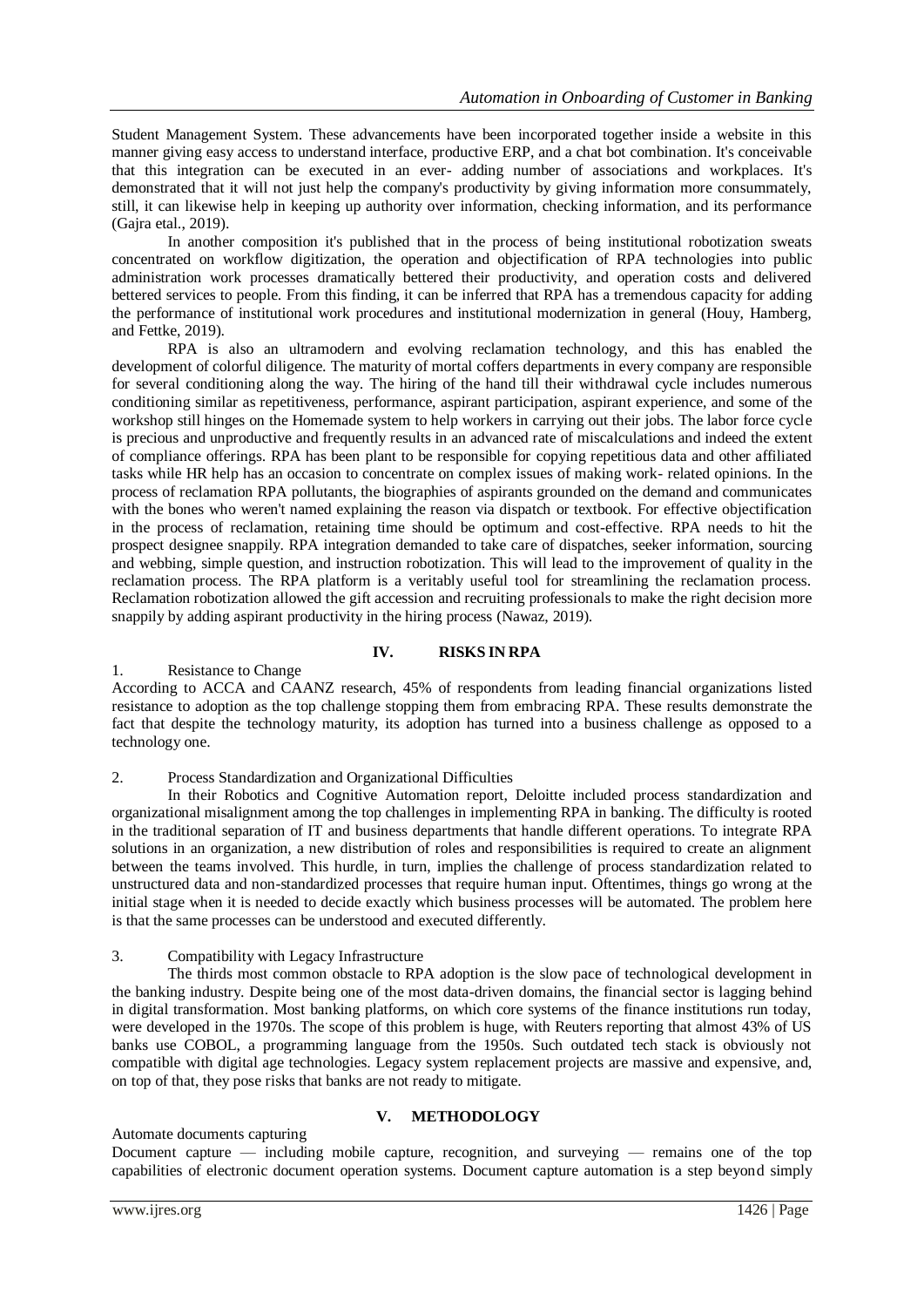Student Management System. These advancements have been incorporated together inside a website in this manner giving easy access to understand interface, productive ERP, and a chat bot combination. It's conceivable that this integration can be executed in an ever- adding number of associations and workplaces. It's demonstrated that it will not just help the company's productivity by giving information more consummately, still, it can likewise help in keeping up authority over information, checking information, and its performance (Gajra etal., 2019).

In another composition it's published that in the process of being institutional robotization sweats concentrated on workflow digitization, the operation and objectification of RPA technologies into public administration work processes dramatically bettered their productivity, and operation costs and delivered bettered services to people. From this finding, it can be inferred that RPA has a tremendous capacity for adding the performance of institutional work procedures and institutional modernization in general (Houy, Hamberg, and Fettke, 2019).

RPA is also an ultramodern and evolving reclamation technology, and this has enabled the development of colorful diligence. The maturity of mortal coffers departments in every company are responsible for several conditioning along the way. The hiring of the hand till their withdrawal cycle includes numerous conditioning similar as repetitiveness, performance, aspirant participation, aspirant experience, and some of the workshop still hinges on the Homemade system to help workers in carrying out their jobs. The labor force cycle is precious and unproductive and frequently results in an advanced rate of miscalculations and indeed the extent of compliance offerings. RPA has been plant to be responsible for copying repetitious data and other affiliated tasks while HR help has an occasion to concentrate on complex issues of making work- related opinions. In the process of reclamation RPA pollutants, the biographies of aspirants grounded on the demand and communicates with the bones who weren't named explaining the reason via dispatch or textbook. For effective objectification in the process of reclamation, retaining time should be optimum and cost-effective. RPA needs to hit the prospect designee snappily. RPA integration demanded to take care of dispatches, seeker information, sourcing and webbing, simple question, and instruction robotization. This will lead to the improvement of quality in the reclamation process. The RPA platform is a veritably useful tool for streamlining the reclamation process. Reclamation robotization allowed the gift accession and recruiting professionals to make the right decision more snappily by adding aspirant productivity in the hiring process (Nawaz, 2019).

## IV. RISKS IN RPA

1. Resistance to Change

According to ACCA and CAANZ research, 45% of respondents from leading financial organizations listed resistance to adoption as the top challenge stopping them from embracing RPA. These results demonstrate the fact that despite the technology maturity, its adoption has turned into a business challenge as opposed to a technology one.

2. Process Standardization and Organizational Difficulties

In their Robotics and Cognitive Automation report, Deloitte included process standardization and organizational misalignment among the top challenges in implementing RPA in banking. The difficulty is rooted in the traditional separation of IT and business departments that handle different operations. To integrate RPA solutions in an organization, a new distribution of roles and responsibilities is required to create an alignment between the teams involved. This hurdle, in turn, implies the challenge of process standardization related to unstructured data and non-standardized processes that require human input. Oftentimes, things go wrong at the initial stage when it is needed to decide exactly which business processes will be automated. The problem here is that the same processes can be understood and executed differently.

3. Compatibility with Legacy Infrastructure

The thirds most common obstacle to RPA adoption is the slow pace of technological development in the banking industry. Despite being one of the most data-driven domains, the financial sector is lagging behind in digital transformation. Most banking platforms, on which core systems of the finance institutions run today, were developed in the 1970s. The scope of this problem is huge, with Reuters reporting that almost 43% of US banks use COBOL, a programming language from the 1950s. Such outdated tech stack is obviously not compatible with digital age technologies. Legacy system replacement projects are massive and expensive, and, on top of that, they pose risks that banks are not ready to mitigate.

## V. METHODOLOGY

Automate documents capturing

Document capture — including mobile capture, recognition, and surveying — remains one of the top capabilities of electronic document operation systems. Document capture automation is a step beyond simply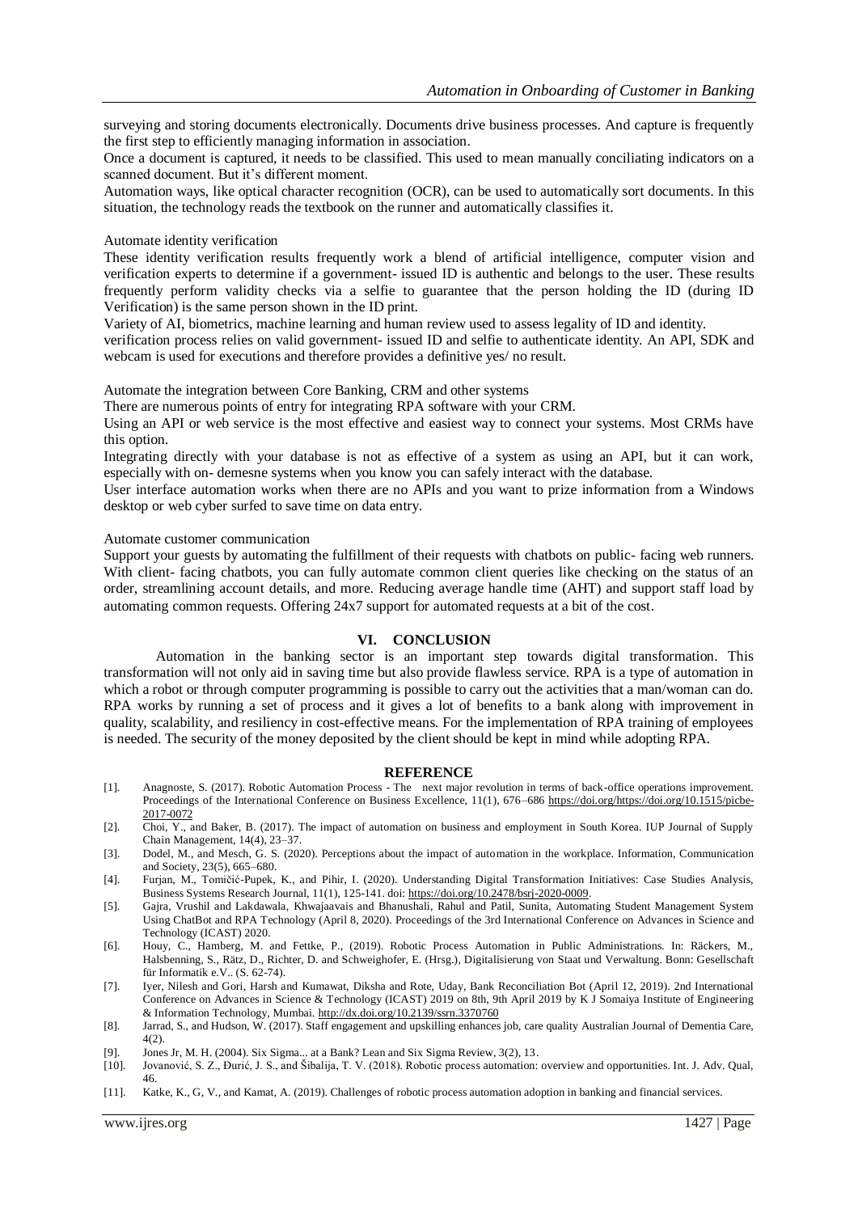surveying and storing documents electronically. Documents drive business processes. And capture is frequently the first step to efficiently managing information in association.

Once a document is captured, it needs to be classified. This used to mean manually conciliating indicators on a scanned document. But it's different moment.

Automation ways, like optical character recognition (OCR), can be used to automatically sort documents. In this situation, the technology reads the textbook on the runner and automatically classifies it.

Automate identity verification

These identity verification results frequently work a blend of artificial intelligence, computer vision and verification experts to determine if a government- issued ID is authentic and belongs to the user. These results frequently perform validity checks via a selfie to guarantee that the person holding the ID (during ID Verification) is the same person shown in the ID print.

Variety of AI, biometrics, machine learning and human review used to assess legality of ID and identity.

verification process relies on valid government- issued ID and selfie to authenticate identity. An API, SDK and webcam is used for executions and therefore provides a definitive yes/ no result.

Automate the integration between Core Banking, CRM and other systems

There are numerous points of entry for integrating RPA software with your CRM.

Using an API or web service is the most effective and easiest way to connect your systems. Most CRMs have this option.

Integrating directly with your database is not as effective of a system as using an API, but it can work, especially with on- demesne systems when you know you can safely interact with the database.

User interface automation works when there are no APIs and you want to prize information from a Windows desktop or web cyber surfed to save time on data entry.

Automate customer communication

Support your guests by automating the fulfillment of their requests with chatbots on public- facing web runners. With client- facing chatbots, you can fully automate common client queries like checking on the status of an order, streamlining account details, and more. Reducing average handle time (AHT) and support staff load by automating common requests. Offering 24x7 support for automated requests at a bit of the cost.

## VI. CONCLUSION

Automation in the banking sector is an important step towards digital transformation. This transformation will not only aid in saving time but also provide flawless service. RPA is a type of automation in which a robot or through computer programming is possible to carry out the activities that a man/woman can do. RPA works by running a set of process and it gives a lot of benefits to a bank along with improvement in quality, scalability, and resiliency in cost-effective means. For the implementation of RPA training of employees is needed. The security of the money deposited by the client should be kept in mind while adopting RPA.

## REFERENCE

[1]. Anagnoste, S. (2017). Robotic Automation Process - The next major revolution in terms of back-office operations improvement. Proceedings of the International Conference on Business Excellence, 11(1), 676–686 https://doi.org/https://doi.org/10.1515/picbe-2017-0072

[2]. Choi, Y., and Baker, B. (2017). The impact of automation on business and employment in South Korea. IUP Journal of Supply Chain Management, 14(4), 23–37.

[3]. Dodel, M., and Mesch, G. S. (2020). Perceptions about the impact of automation in the workplace. Information, Communication and Society, 23(5), 665–680.

[4]. Furjan, M., Tomičić-Pupek, K., and Pihir, I. (2020). Understanding Digital Transformation Initiatives: Case Studies Analysis, Business Systems Research Journal, 11(1), 125-141. doi: https://doi.org/10.2478/bsrj-2020-0009.

[5]. Gajra, Vrushil and Lakdawala, Khwajaavais and Bhanushali, Rahul and Patil, Sunita, Automating Student Management System Using ChatBot and RPA Technology (April 8, 2020). Proceedings of the 3rd International Conference on Advances in Science and Technology (ICAST) 2020.

[6]. Houy, C., Hamberg, M. and Fettke, P., (2019). Robotic Process Automation in Public Administrations. In: Räckers, M., Halsbenning, S., Rätz, D., Richter, D. and Schweighofer, E. (Hrsg.), Digitalisierung von Staat und Verwaltung. Bonn: Gesellschaft für Informatik e.V.. (S. 62-74).

[7]. Iyer, Nilesh and Gori, Harsh and Kumawat, Diksha and Rote, Uday, Bank Reconciliation Bot (April 12, 2019). 2nd International Conference on Advances in Science & Technology (ICAST) 2019 on 8th, 9th April 2019 by K J Somaiya Institute of Engineering & Information Technology, Mumbai. http://dx.doi.org/10.2139/ssrn.3370760

[8]. Jarrad, S., and Hudson, W. (2017). Staff engagement and upskilling enhances job, care quality Australian Journal of Dementia Care, 4(2).

[9]. Jones Jr, M. H. (2004). Six Sigma... at a Bank? Lean and Six Sigma Review, 3(2), 13.

[10]. Jovanović, S. Z., Đurić, J. S., and Šibalija, T. V. (2018). Robotic process automation: overview and opportunities. Int. J. Adv. Qual, 46.

[11]. Katke, K., G, V., and Kamat, A. (2019). Challenges of robotic process automation adoption in banking and financial services.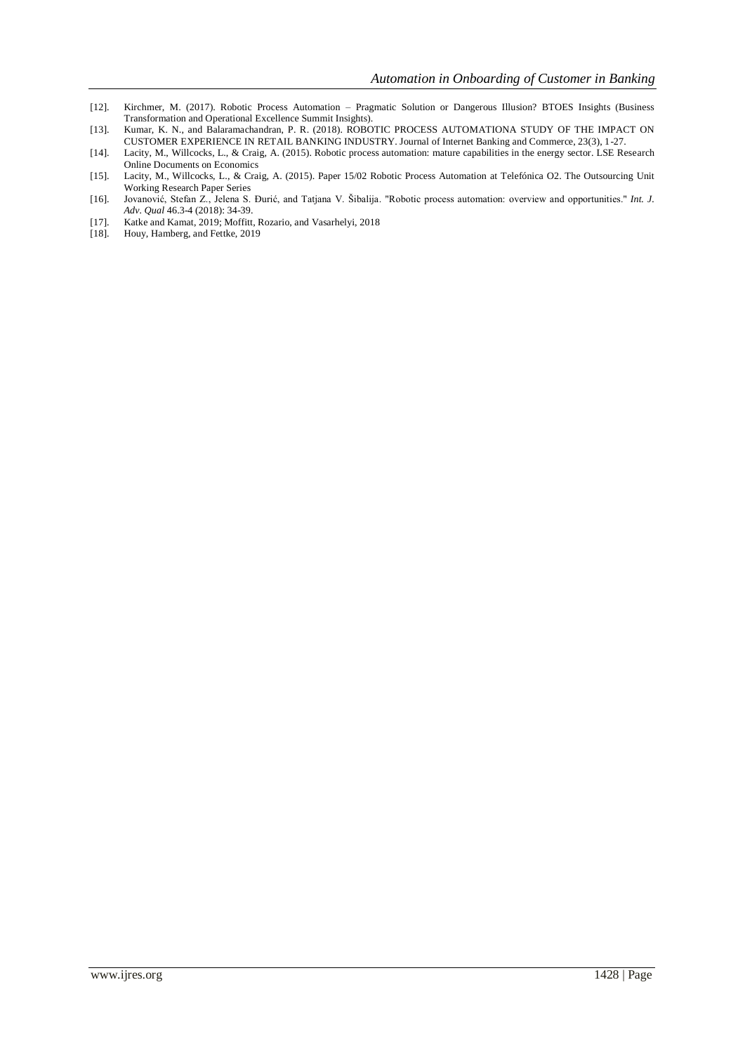[12]. Kirchmer, M. (2017). Robotic Process Automation – Pragmatic Solution or Dangerous Illusion? BTOES Insights (Business Transformation and Operational Excellence Summit Insights).

[13]. Kumar, K. N., and Balaramachandran, P. R. (2018). ROBOTIC PROCESS AUTOMATIONA STUDY OF THE IMPACT ON CUSTOMER EXPERIENCE IN RETAIL BANKING INDUSTRY. Journal of Internet Banking and Commerce, 23(3), 1-27.

[14]. Lacity, M., Willcocks, L., & Craig, A. (2015). Robotic process automation: mature capabilities in the energy sector. LSE Research Online Documents on Economics

[15]. Lacity, M., Willcocks, L., & Craig, A. (2015). Paper 15/02 Robotic Process Automation at Telefónica O2. The Outsourcing Unit Working Research Paper Series

[16]. Jovanović, Stefan Z., Jelena S. Đurić, and Tatjana V. Šibalija. "Robotic process automation: overview and opportunities." *Int. J. Adv. Qual* 46.3-4 (2018): 34-39.

[17]. Katke and Kamat, 2019; Moffitt, Rozario, and Vasarhelyi, 2018

[18]. Houy, Hamberg, and Fettke, 2019